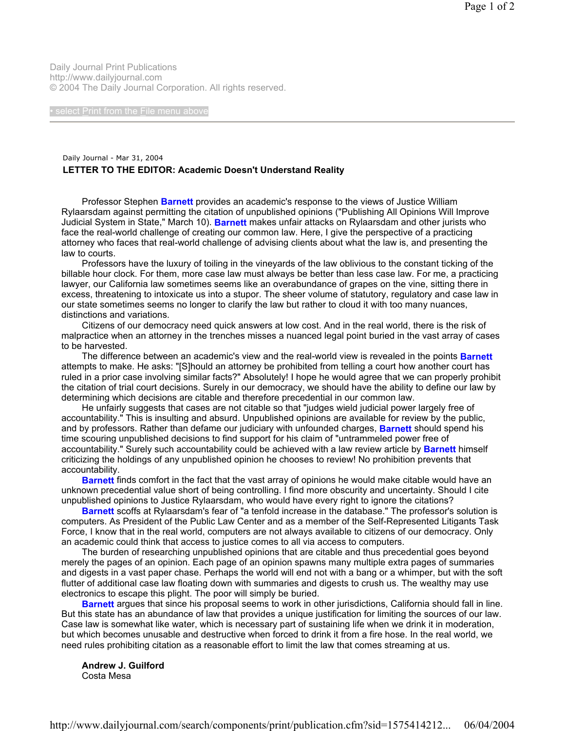Daily Journal Print Publications
http://www.dailyjournal.com
© 2004 The Daily Journal Corporation. All rights reserved.

• select Print from the File menu above

---

Daily Journal - Mar 31, 2004

**LETTER TO THE EDITOR: Academic Doesn't Understand Reality**

Professor Stephen **Barnett** provides an academic's response to the views of Justice William Rylaarsdam against permitting the citation of unpublished opinions ("Publishing All Opinions Will Improve Judicial System in State," March 10). **Barnett** makes unfair attacks on Rylaarsdam and other jurists who face the real-world challenge of creating our common law. Here, I give the perspective of a practicing attorney who faces that real-world challenge of advising clients about what the law is, and presenting the law to courts.

Professors have the luxury of toiling in the vineyards of the law oblivious to the constant ticking of the billable hour clock. For them, more case law must always be better than less case law. For me, a practicing lawyer, our California law sometimes seems like an overabundance of grapes on the vine, sitting there in excess, threatening to intoxicate us into a stupor. The sheer volume of statutory, regulatory and case law in our state sometimes seems no longer to clarify the law but rather to cloud it with too many nuances, distinctions and variations.

Citizens of our democracy need quick answers at low cost. And in the real world, there is the risk of malpractice when an attorney in the trenches misses a nuanced legal point buried in the vast array of cases to be harvested.

The difference between an academic's view and the real-world view is revealed in the points **Barnett** attempts to make. He asks: "[S]hould an attorney be prohibited from telling a court how another court has ruled in a prior case involving similar facts?" Absolutely! I hope he would agree that we can properly prohibit the citation of trial court decisions. Surely in our democracy, we should have the ability to define our law by determining which decisions are citable and therefore precedential in our common law.

He unfairly suggests that cases are not citable so that "judges wield judicial power largely free of accountability." This is insulting and absurd. Unpublished opinions are available for review by the public, and by professors. Rather than defame our judiciary with unfounded charges, **Barnett** should spend his time scouring unpublished decisions to find support for his claim of "untrammeled power free of accountability." Surely such accountability could be achieved with a law review article by **Barnett** himself criticizing the holdings of any unpublished opinion he chooses to review! No prohibition prevents that accountability.

**Barnett** finds comfort in the fact that the vast array of opinions he would make citable would have an unknown precedential value short of being controlling. I find more obscurity and uncertainty. Should I cite unpublished opinions to Justice Rylaarsdam, who would have every right to ignore the citations?

**Barnett** scoffs at Rylaarsdam's fear of "a tenfold increase in the database." The professor's solution is computers. As President of the Public Law Center and as a member of the Self-Represented Litigants Task Force, I know that in the real world, computers are not always available to citizens of our democracy. Only an academic could think that access to justice comes to all via access to computers.

The burden of researching unpublished opinions that are citable and thus precedential goes beyond merely the pages of an opinion. Each page of an opinion spawns many multiple extra pages of summaries and digests in a vast paper chase. Perhaps the world will end not with a bang or a whimper, but with the soft flutter of additional case law floating down with summaries and digests to crush us. The wealthy may use electronics to escape this plight. The poor will simply be buried.

**Barnett** argues that since his proposal seems to work in other jurisdictions, California should fall in line. But this state has an abundance of law that provides a unique justification for limiting the sources of our law. Case law is somewhat like water, which is necessary part of sustaining life when we drink it in moderation, but which becomes unusable and destructive when forced to drink it from a fire hose. In the real world, we need rules prohibiting citation as a reasonable effort to limit the law that comes streaming at us.

**Andrew J. Guilford**
Costa Mesa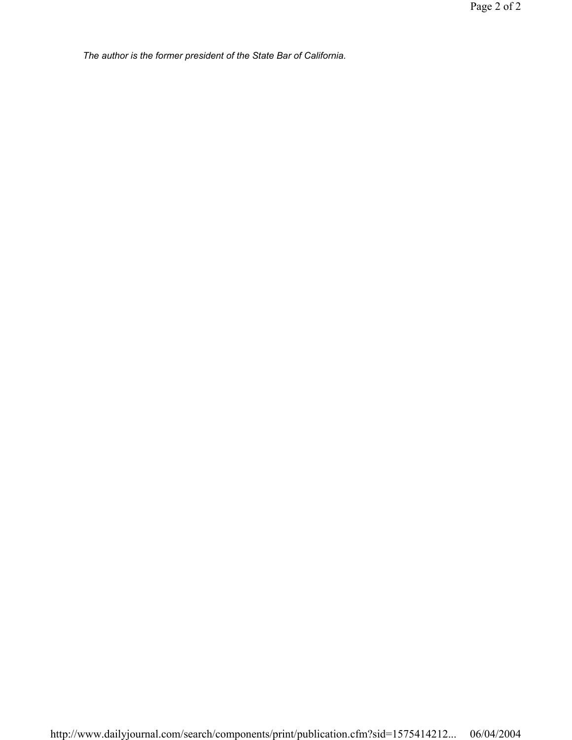*The author is the former president of the State Bar of California.*